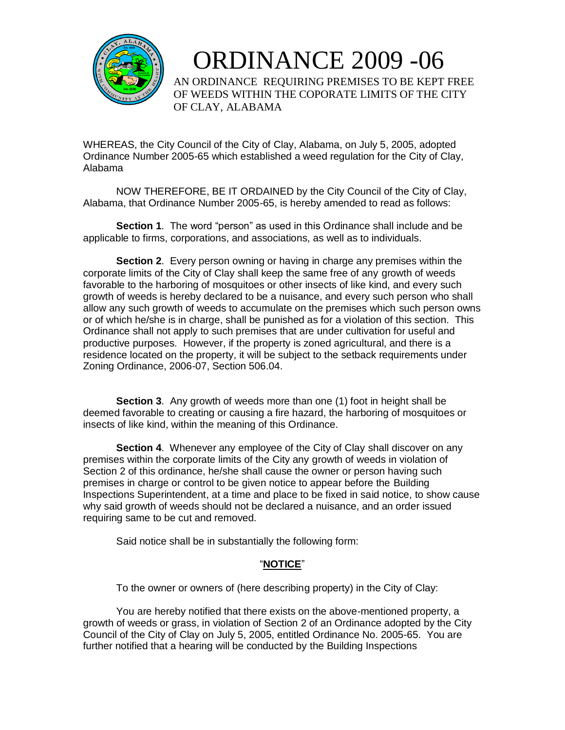# ORDINANCE 2009 -06

AN ORDINANCE REQUIRING PREMISES TO BE KEPT FREE OF WEEDS WITHIN THE COPORATE LIMITS OF THE CITY OF CLAY, ALABAMA

WHEREAS, the City Council of the City of Clay, Alabama, on July 5, 2005, adopted Ordinance Number 2005-65 which established a weed regulation for the City of Clay, Alabama

NOW THEREFORE, BE IT ORDAINED by the City Council of the City of Clay, Alabama, that Ordinance Number 2005-65, is hereby amended to read as follows:

**Section 1**. The word "person" as used in this Ordinance shall include and be applicable to firms, corporations, and associations, as well as to individuals.

**Section 2**. Every person owning or having in charge any premises within the corporate limits of the City of Clay shall keep the same free of any growth of weeds favorable to the harboring of mosquitoes or other insects of like kind, and every such growth of weeds is hereby declared to be a nuisance, and every such person who shall allow any such growth of weeds to accumulate on the premises which such person owns or of which he/she is in charge, shall be punished as for a violation of this section. This Ordinance shall not apply to such premises that are under cultivation for useful and productive purposes. However, if the property is zoned agricultural, and there is a residence located on the property, it will be subject to the setback requirements under Zoning Ordinance, 2006-07, Section 506.04.

**Section 3**. Any growth of weeds more than one (1) foot in height shall be deemed favorable to creating or causing a fire hazard, the harboring of mosquitoes or insects of like kind, within the meaning of this Ordinance.

**Section 4**. Whenever any employee of the City of Clay shall discover on any premises within the corporate limits of the City any growth of weeds in violation of Section 2 of this ordinance, he/she shall cause the owner or person having such premises in charge or control to be given notice to appear before the Building Inspections Superintendent, at a time and place to be fixed in said notice, to show cause why said growth of weeds should not be declared a nuisance, and an order issued requiring same to be cut and removed.

Said notice shall be in substantially the following form:

"**NOTICE**"

To the owner or owners of (here describing property) in the City of Clay:

You are hereby notified that there exists on the above-mentioned property, a growth of weeds or grass, in violation of Section 2 of an Ordinance adopted by the City Council of the City of Clay on July 5, 2005, entitled Ordinance No. 2005-65. You are further notified that a hearing will be conducted by the Building Inspections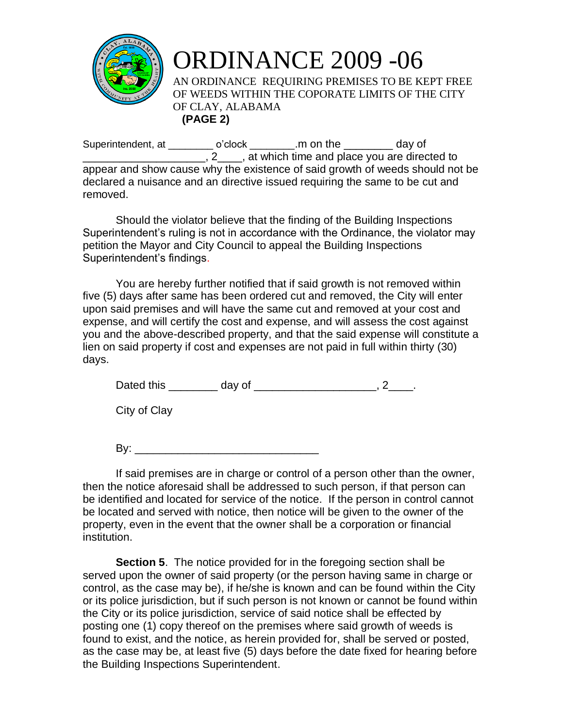# ORDINANCE 2009 -06

AN ORDINANCE REQUIRING PREMISES TO BE KEPT FREE OF WEEDS WITHIN THE COPORATE LIMITS OF THE CITY OF CLAY, ALABAMA

**(PAGE 2)**

Superintendent, at ________ o'clock ________.m on the ________ day of ____________________, 2____, at which time and place you are directed to appear and show cause why the existence of said growth of weeds should not be declared a nuisance and an directive issued requiring the same to be cut and removed.

Should the violator believe that the finding of the Building Inspections Superintendent's ruling is not in accordance with the Ordinance, the violator may petition the Mayor and City Council to appeal the Building Inspections Superintendent's findings.

You are hereby further notified that if said growth is not removed within five (5) days after same has been ordered cut and removed, the City will enter upon said premises and will have the same cut and removed at your cost and expense, and will certify the cost and expense, and will assess the cost against you and the above-described property, and that the said expense will constitute a lien on said property if cost and expenses are not paid in full within thirty (30) days.

Dated this ________ day of ____________________, 2____.

City of Clay

By: ______________________________

If said premises are in charge or control of a person other than the owner, then the notice aforesaid shall be addressed to such person, if that person can be identified and located for service of the notice. If the person in control cannot be located and served with notice, then notice will be given to the owner of the property, even in the event that the owner shall be a corporation or financial institution.

**Section 5**. The notice provided for in the foregoing section shall be served upon the owner of said property (or the person having same in charge or control, as the case may be), if he/she is known and can be found within the City or its police jurisdiction, but if such person is not known or cannot be found within the City or its police jurisdiction, service of said notice shall be effected by posting one (1) copy thereof on the premises where said growth of weeds is found to exist, and the notice, as herein provided for, shall be served or posted, as the case may be, at least five (5) days before the date fixed for hearing before the Building Inspections Superintendent.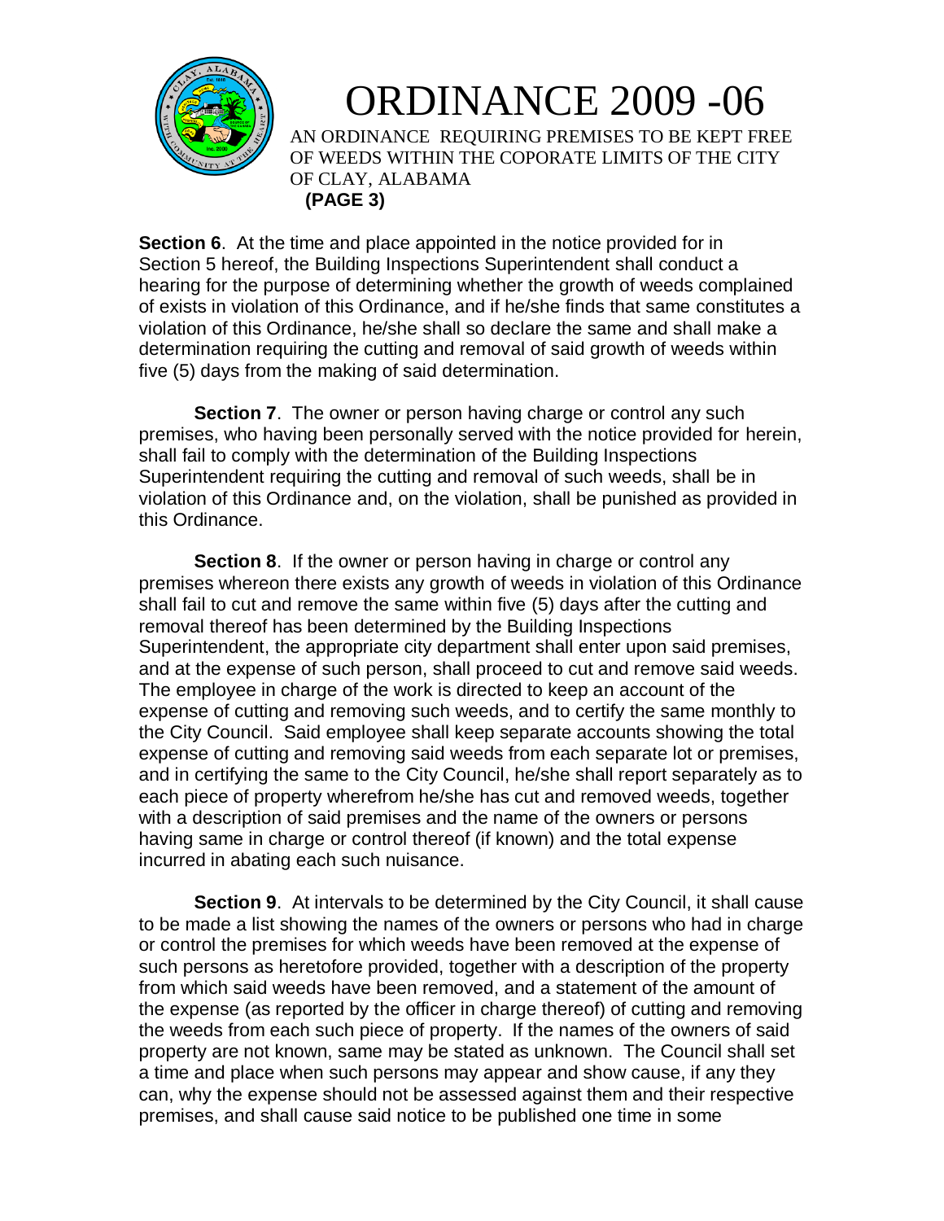# ORDINANCE 2009 -06

AN ORDINANCE REQUIRING PREMISES TO BE KEPT FREE OF WEEDS WITHIN THE COPORATE LIMITS OF THE CITY OF CLAY, ALABAMA

**(PAGE 3)**

**Section 6**. At the time and place appointed in the notice provided for in Section 5 hereof, the Building Inspections Superintendent shall conduct a hearing for the purpose of determining whether the growth of weeds complained of exists in violation of this Ordinance, and if he/she finds that same constitutes a violation of this Ordinance, he/she shall so declare the same and shall make a determination requiring the cutting and removal of said growth of weeds within five (5) days from the making of said determination.

**Section 7**. The owner or person having charge or control any such premises, who having been personally served with the notice provided for herein, shall fail to comply with the determination of the Building Inspections Superintendent requiring the cutting and removal of such weeds, shall be in violation of this Ordinance and, on the violation, shall be punished as provided in this Ordinance.

**Section 8**. If the owner or person having in charge or control any premises whereon there exists any growth of weeds in violation of this Ordinance shall fail to cut and remove the same within five (5) days after the cutting and removal thereof has been determined by the Building Inspections Superintendent, the appropriate city department shall enter upon said premises, and at the expense of such person, shall proceed to cut and remove said weeds. The employee in charge of the work is directed to keep an account of the expense of cutting and removing such weeds, and to certify the same monthly to the City Council. Said employee shall keep separate accounts showing the total expense of cutting and removing said weeds from each separate lot or premises, and in certifying the same to the City Council, he/she shall report separately as to each piece of property wherefrom he/she has cut and removed weeds, together with a description of said premises and the name of the owners or persons having same in charge or control thereof (if known) and the total expense incurred in abating each such nuisance.

**Section 9**. At intervals to be determined by the City Council, it shall cause to be made a list showing the names of the owners or persons who had in charge or control the premises for which weeds have been removed at the expense of such persons as heretofore provided, together with a description of the property from which said weeds have been removed, and a statement of the amount of the expense (as reported by the officer in charge thereof) of cutting and removing the weeds from each such piece of property. If the names of the owners of said property are not known, same may be stated as unknown. The Council shall set a time and place when such persons may appear and show cause, if any they can, why the expense should not be assessed against them and their respective premises, and shall cause said notice to be published one time in some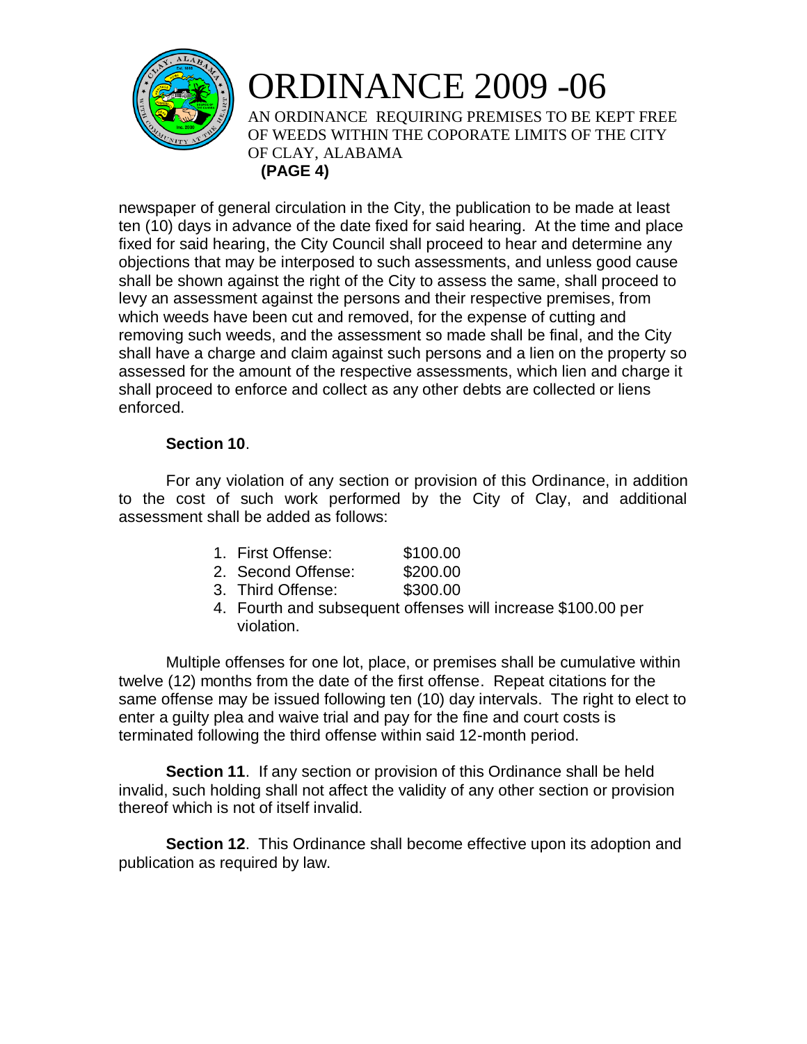newspaper of general circulation in the City, the publication to be made at least ten (10) days in advance of the date fixed for said hearing. At the time and place fixed for said hearing, the City Council shall proceed to hear and determine any objections that may be interposed to such assessments, and unless good cause shall be shown against the right of the City to assess the same, shall proceed to levy an assessment against the persons and their respective premises, from which weeds have been cut and removed, for the expense of cutting and removing such weeds, and the assessment so made shall be final, and the City shall have a charge and claim against such persons and a lien on the property so assessed for the amount of the respective assessments, which lien and charge it shall proceed to enforce and collect as any other debts are collected or liens enforced.

**Section 10**.

For any violation of any section or provision of this Ordinance, in addition to the cost of such work performed by the City of Clay, and additional assessment shall be added as follows:

1. First Offense: $100.00
2. Second Offense: $200.00
3. Third Offense: $300.00
4. Fourth and subsequent offenses will increase $100.00 per violation.

Multiple offenses for one lot, place, or premises shall be cumulative within twelve (12) months from the date of the first offense. Repeat citations for the same offense may be issued following ten (10) day intervals. The right to elect to enter a guilty plea and waive trial and pay for the fine and court costs is terminated following the third offense within said 12-month period.

**Section 11**. If any section or provision of this Ordinance shall be held invalid, such holding shall not affect the validity of any other section or provision thereof which is not of itself invalid.

**Section 12**. This Ordinance shall become effective upon its adoption and publication as required by law.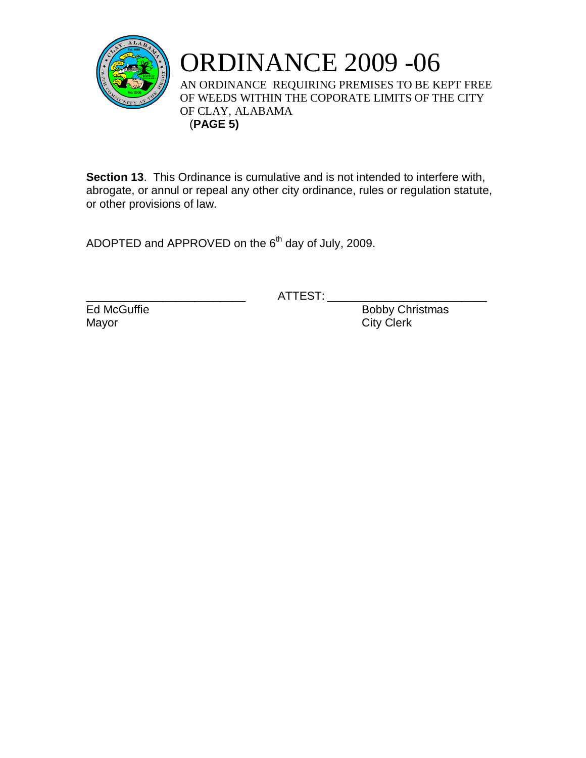**Section 13**. This Ordinance is cumulative and is not intended to interfere with, abrogate, or annul or repeal any other city ordinance, rules or regulation statute, or other provisions of law.

ADOPTED and APPROVED on the 6th day of July, 2009.

| | |
|---|---|
| _________________________ | ATTEST: _________________________ |
| Ed McGuffie | Bobby Christmas |
| Mayor | City Clerk |